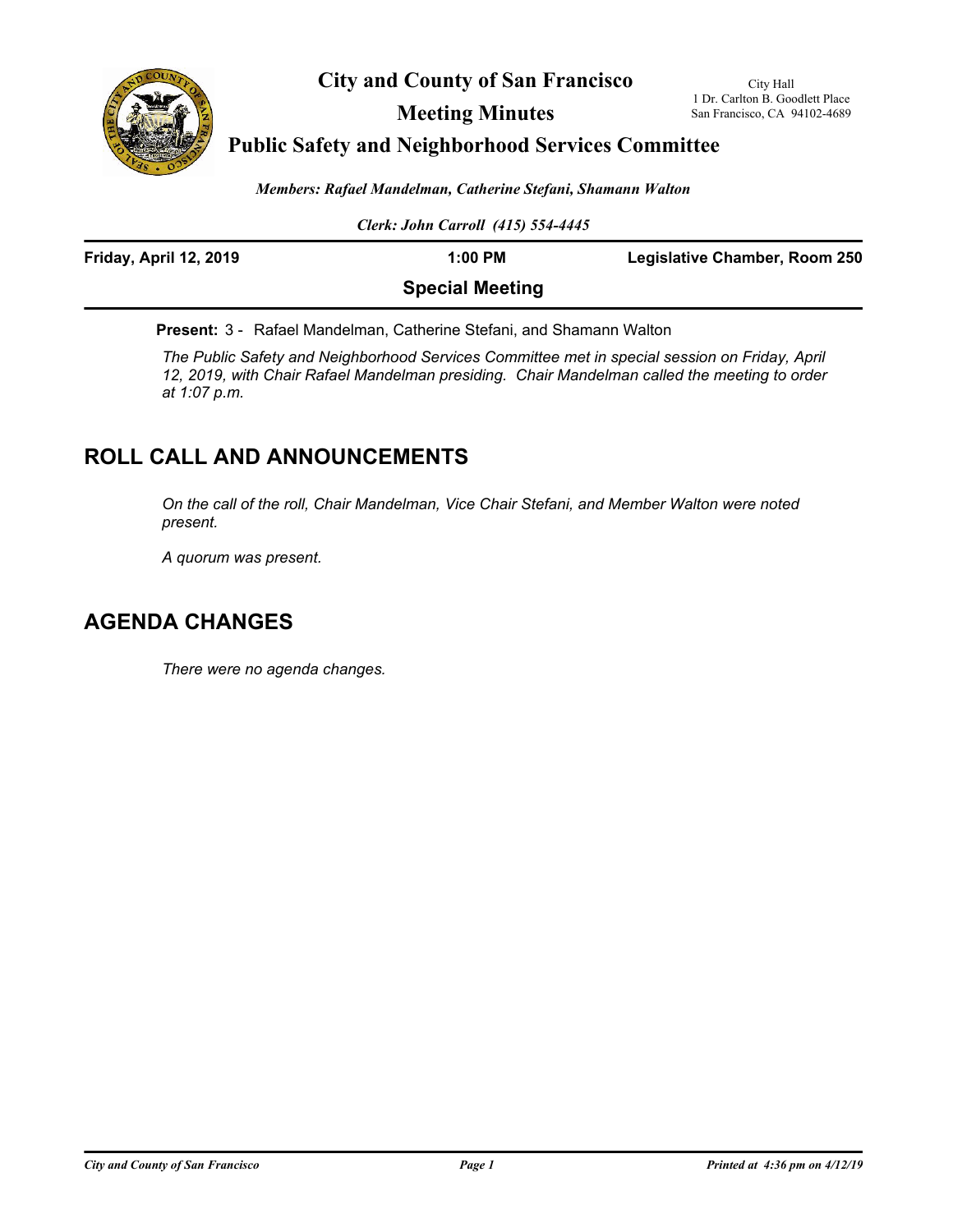# City and County of San Francisco

## Meeting Minutes

## Public Safety and Neighborhood Services Committee

City Hall
1 Dr. Carlton B. Goodlett Place
San Francisco, CA 94102-4689

*Members: Rafael Mandelman, Catherine Stefani, Shamann Walton*

*Clerk: John Carroll (415) 554-4445*

**Friday, April 12, 2019** **1:00 PM** **Legislative Chamber, Room 250**

**Special Meeting**

**Present:** 3 - Rafael Mandelman, Catherine Stefani, and Shamann Walton

*The Public Safety and Neighborhood Services Committee met in special session on Friday, April 12, 2019, with Chair Rafael Mandelman presiding. Chair Mandelman called the meeting to order at 1:07 p.m.*

## ROLL CALL AND ANNOUNCEMENTS

*On the call of the roll, Chair Mandelman, Vice Chair Stefani, and Member Walton were noted present.*

*A quorum was present.*

## AGENDA CHANGES

*There were no agenda changes.*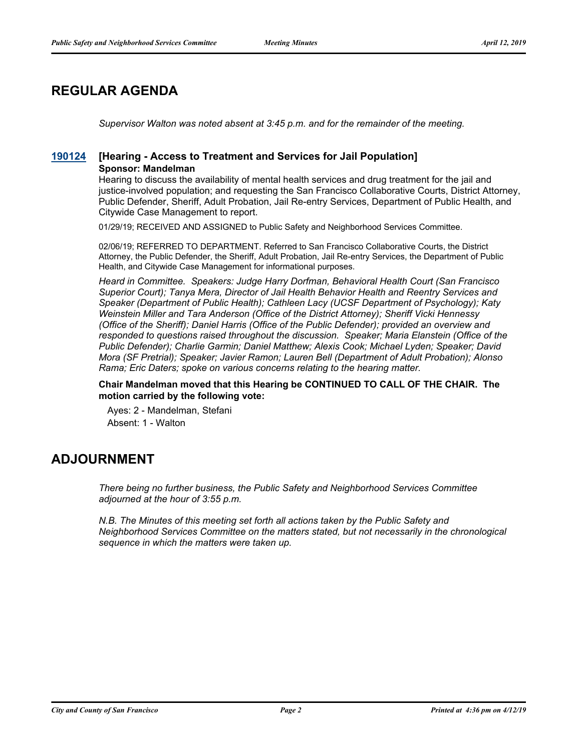# REGULAR AGENDA

*Supervisor Walton was noted absent at 3:45 p.m. and for the remainder of the meeting.*

**190124 [Hearing - Access to Treatment and Services for Jail Population]**
**Sponsor: Mandelman**

Hearing to discuss the availability of mental health services and drug treatment for the jail and justice-involved population; and requesting the San Francisco Collaborative Courts, District Attorney, Public Defender, Sheriff, Adult Probation, Jail Re-entry Services, Department of Public Health, and Citywide Case Management to report.

01/29/19; RECEIVED AND ASSIGNED to Public Safety and Neighborhood Services Committee.

02/06/19; REFERRED TO DEPARTMENT. Referred to San Francisco Collaborative Courts, the District Attorney, the Public Defender, the Sheriff, Adult Probation, Jail Re-entry Services, the Department of Public Health, and Citywide Case Management for informational purposes.

*Heard in Committee. Speakers: Judge Harry Dorfman, Behavioral Health Court (San Francisco Superior Court); Tanya Mera, Director of Jail Health Behavior Health and Reentry Services and Speaker (Department of Public Health); Cathleen Lacy (UCSF Department of Psychology); Katy Weinstein Miller and Tara Anderson (Office of the District Attorney); Sheriff Vicki Hennessy (Office of the Sheriff); Daniel Harris (Office of the Public Defender); provided an overview and responded to questions raised throughout the discussion. Speaker; Maria Elanstein (Office of the Public Defender); Charlie Garmin; Daniel Matthew; Alexis Cook; Michael Lyden; Speaker; David Mora (SF Pretrial); Speaker; Javier Ramon; Lauren Bell (Department of Adult Probation); Alonso Rama; Eric Daters; spoke on various concerns relating to the hearing matter.*

**Chair Mandelman moved that this Hearing be CONTINUED TO CALL OF THE CHAIR. The motion carried by the following vote:**

Ayes: 2 - Mandelman, Stefani
Absent: 1 - Walton

# ADJOURNMENT

*There being no further business, the Public Safety and Neighborhood Services Committee adjourned at the hour of 3:55 p.m.*

*N.B. The Minutes of this meeting set forth all actions taken by the Public Safety and Neighborhood Services Committee on the matters stated, but not necessarily in the chronological sequence in which the matters were taken up.*